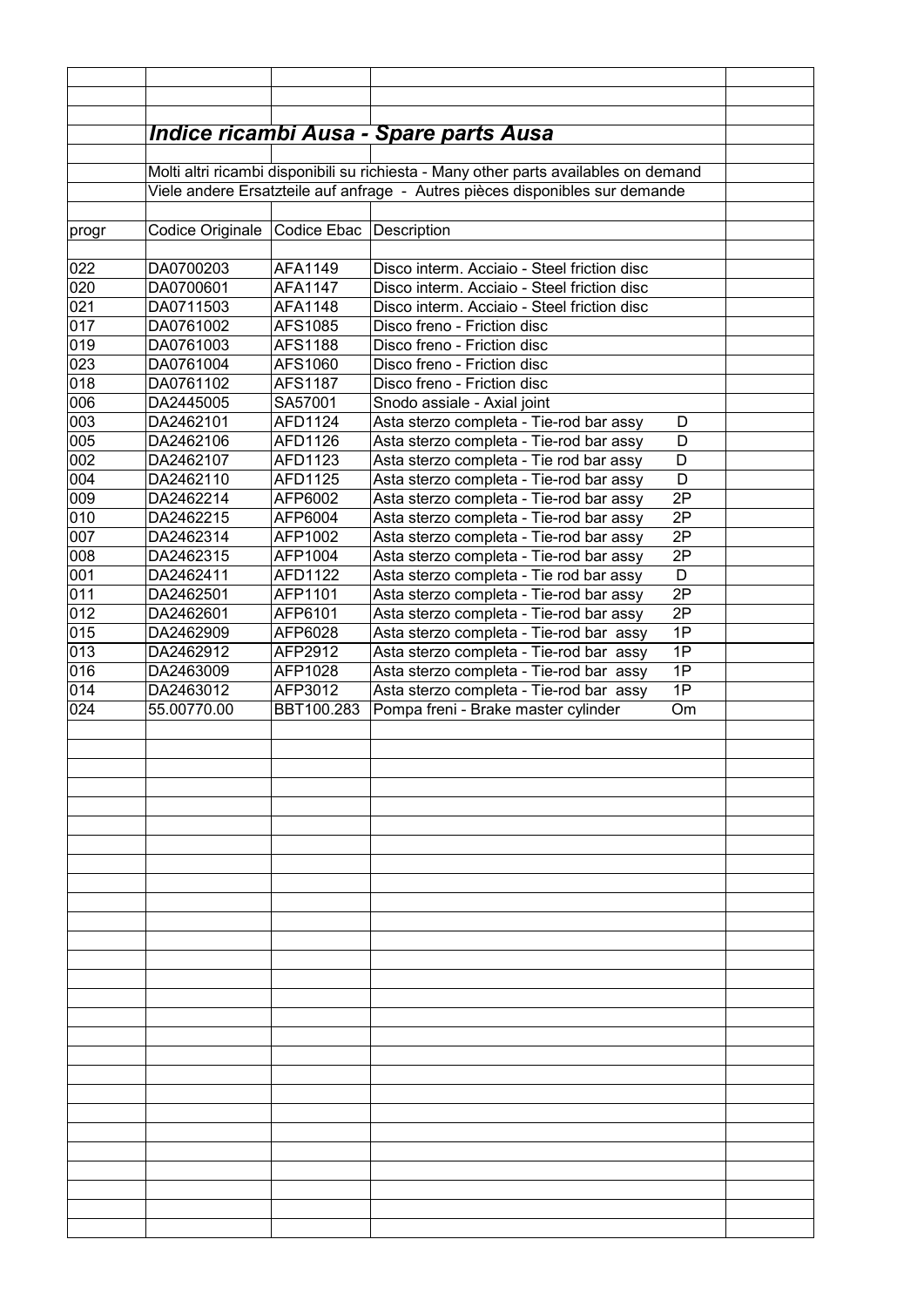## *Indice ricambi Ausa - Spare parts Ausa*

Molti altri ricambi disponibili su richiesta - Many other parts availables on demand

Viele andere Ersatzteile auf anfrage - Autres pièces disponibles sur demande

| progr | Codice Originale | Codice Ebac | Description | |
|---|---|---|---|---|
| 022 | DA0700203 | AFA1149 | Disco interm. Acciaio - Steel friction disc | |
| 020 | DA0700601 | AFA1147 | Disco interm. Acciaio - Steel friction disc | |
| 021 | DA0711503 | AFA1148 | Disco interm. Acciaio - Steel friction disc | |
| 017 | DA0761002 | AFS1085 | Disco freno - Friction disc | |
| 019 | DA0761003 | AFS1188 | Disco freno - Friction disc | |
| 023 | DA0761004 | AFS1060 | Disco freno - Friction disc | |
| 018 | DA0761102 | AFS1187 | Disco freno - Friction disc | |
| 006 | DA2445005 | SA57001 | Snodo assiale - Axial joint | |
| 003 | DA2462101 | AFD1124 | Asta sterzo completa - Tie-rod bar assy D | |
| 005 | DA2462106 | AFD1126 | Asta sterzo completa - Tie-rod bar assy D | |
| 002 | DA2462107 | AFD1123 | Asta sterzo completa - Tie rod bar assy D | |
| 004 | DA2462110 | AFD1125 | Asta sterzo completa - Tie-rod bar assy D | |
| 009 | DA2462214 | AFP6002 | Asta sterzo completa - Tie-rod bar assy 2P | |
| 010 | DA2462215 | AFP6004 | Asta sterzo completa - Tie-rod bar assy 2P | |
| 007 | DA2462314 | AFP1002 | Asta sterzo completa - Tie-rod bar assy 2P | |
| 008 | DA2462315 | AFP1004 | Asta sterzo completa - Tie-rod bar assy 2P | |
| 001 | DA2462411 | AFD1122 | Asta sterzo completa - Tie rod bar assy D | |
| 011 | DA2462501 | AFP1101 | Asta sterzo completa - Tie-rod bar assy 2P | |
| 012 | DA2462601 | AFP6101 | Asta sterzo completa - Tie-rod bar assy 2P | |
| 015 | DA2462909 | AFP6028 | Asta sterzo completa - Tie-rod bar assy 1P | |
| 013 | DA2462912 | AFP2912 | Asta sterzo completa - Tie-rod bar assy 1P | |
| 016 | DA2463009 | AFP1028 | Asta sterzo completa - Tie-rod bar assy 1P | |
| 014 | DA2463012 | AFP3012 | Asta sterzo completa - Tie-rod bar assy 1P | |
| 024 | 55.00770.00 | BBT100.283 | Pompa freni - Brake master cylinder Om | |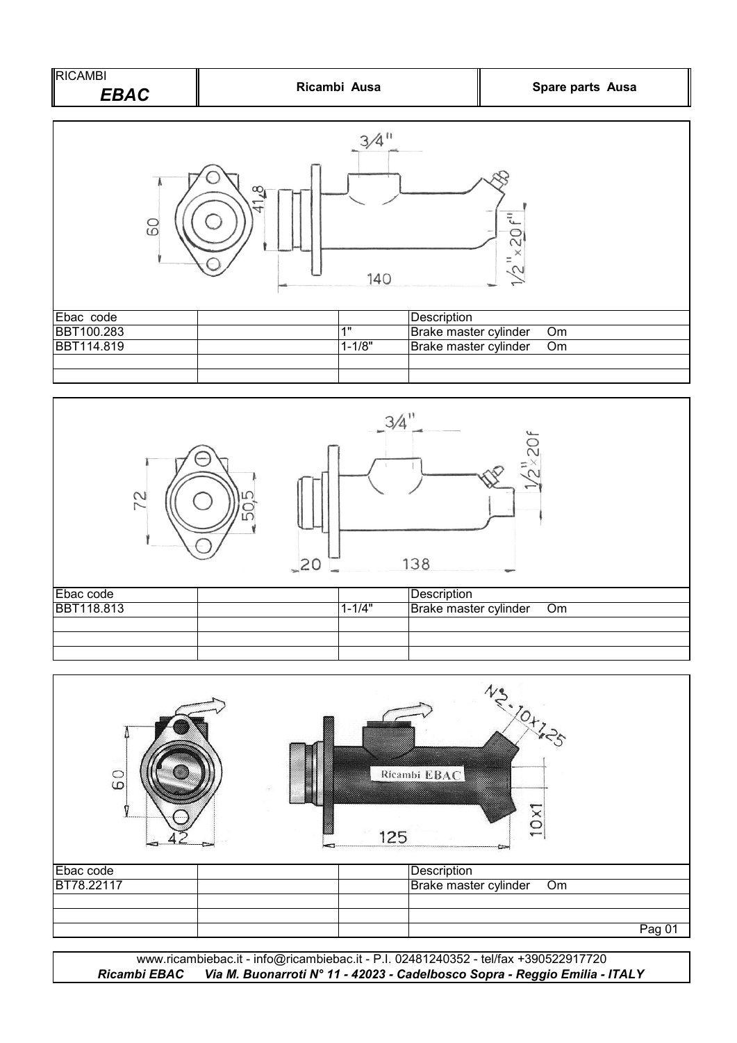| RICAMBI ***EBAC*** | **Ricambi Ausa** | **Spare parts Ausa** |
|---|---|---|

3/4"

60

41,8

140

1/2" x 20f"

| Ebac code | | | Description |
|---|---|---|---|
| BBT100.283 | | 1" | Brake master cylinder Om |
| BBT114.819 | | 1-1/8" | Brake master cylinder Om |
| | | | |
| | | | |

3/4"

1/2"x20f

72

50,5

20

138

| Ebac code | | | Description |
|---|---|---|---|
| BBT118.813 | | 1-1/4" | Brake master cylinder Om |
| | | | |
| | | | |
| | | | |

N°2-10x1,25

Ricambi EBAC

60

42

125

10x1

| Ebac code | | | Description |
|---|---|---|---|
| BT78.22117 | | | Brake master cylinder Om |
| | | | |
| | | | |

www.ricambiebac.it - info@ricambiebac.it - P.I. 02481240352 - tel/fax +390522917720

***Ricambi EBAC*** *Via M. Buonarroti N° 11 - 42023 - Cadelbosco Sopra - Reggio Emilia - ITALY*